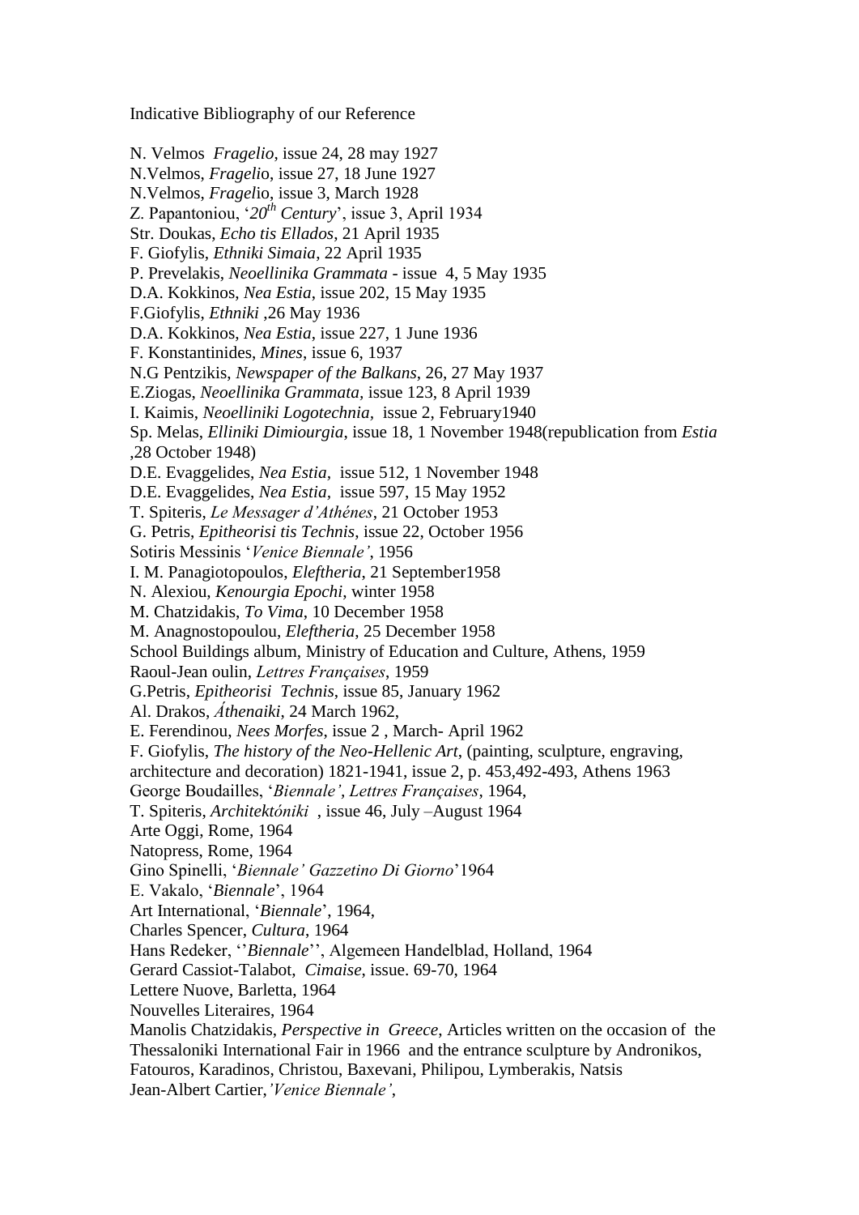Indicative Bibliography of our Reference

N. Velmos *Fragelio*, issue 24, 28 may 1927
N.Velmos, *Fragelio*, issue 27, 18 June 1927
N.Velmos, *Fragelio*, issue 3, March 1928
Z. Papantoniou, '*20th Century*', issue 3, April 1934
Str. Doukas, *Echo tis Ellados*, 21 April 1935
F. Giofylis, *Ethniki Simaia*, 22 April 1935
P. Prevelakis, *Neoellinika Grammata* - issue 4, 5 May 1935
D.A. Kokkinos, *Nea Estia*, issue 202, 15 May 1935
F.Giofylis, *Ethniki* ,26 May 1936
D.A. Kokkinos, *Nea Estia*, issue 227, 1 June 1936
F. Konstantinides, *Mines*, issue 6, 1937
N.G Pentzikis, *Newspaper of the Balkans*, 26, 27 May 1937
E.Ziogas, *Neoellinika Grammata*, issue 123, 8 April 1939
I. Kaimis, *Neoelliniki Logotechnia*, issue 2, February1940
Sp. Melas, *Elliniki Dimiourgia*, issue 18, 1 November 1948(republication from *Estia* ,28 October 1948)
D.E. Evaggelides, *Nea Estia*, issue 512, 1 November 1948
D.E. Evaggelides, *Nea Estia*, issue 597, 15 May 1952
T. Spiteris, *Le Messager d'Athénes*, 21 October 1953
G. Petris, *Epitheorisi tis Technis*, issue 22, October 1956
Sotiris Messinis '*Venice Biennale'*, 1956
I. M. Panagiotopoulos, *Eleftheria*, 21 September1958
N. Alexiou, *Kenourgia Epochi*, winter 1958
M. Chatzidakis, *To Vima*, 10 December 1958
M. Anagnostopoulou, *Eleftheria*, 25 December 1958
School Buildings album, Ministry of Education and Culture, Athens, 1959
Raoul-Jean oulin, *Lettres Françaises*, 1959
G.Petris, *Epitheorisi Technis*, issue 85, January 1962
Al. Drakos, *Áthenaiki*, 24 March 1962,
E. Ferendinou, *Nees Morfes*, issue 2 , March- April 1962
F. Giofylis, *The history of the Neo-Hellenic Art*, (painting, sculpture, engraving, architecture and decoration) 1821-1941, issue 2, p. 453,492-493, Athens 1963
George Boudailles, '*Biennale', Lettres Françaises*, 1964,
T. Spiteris, *Architektóniki* , issue 46, July –August 1964
Arte Oggi, Rome, 1964
Natopress, Rome, 1964
Gino Spinelli, '*Biennale' Gazzetino Di Giorno*'1964
E. Vakalo, '*Biennale*', 1964
Art International, '*Biennale*', 1964,
Charles Spencer, *Cultura*, 1964
Hans Redeker, ''*Biennale*'', Algemeen Handelblad, Holland, 1964
Gerard Cassiot-Talabot, *Cimaise*, issue. 69-70, 1964
Lettere Nuove, Barletta, 1964
Nouvelles Literaires, 1964
Manolis Chatzidakis, *Perspective in Greece*, Articles written on the occasion of the Thessaloniki International Fair in 1966 and the entrance sculpture by Andronikos, Fatouros, Karadinos, Christou, Baxevani, Philipou, Lymberakis, Natsis
Jean-Albert Cartier,*'Venice Biennale'*,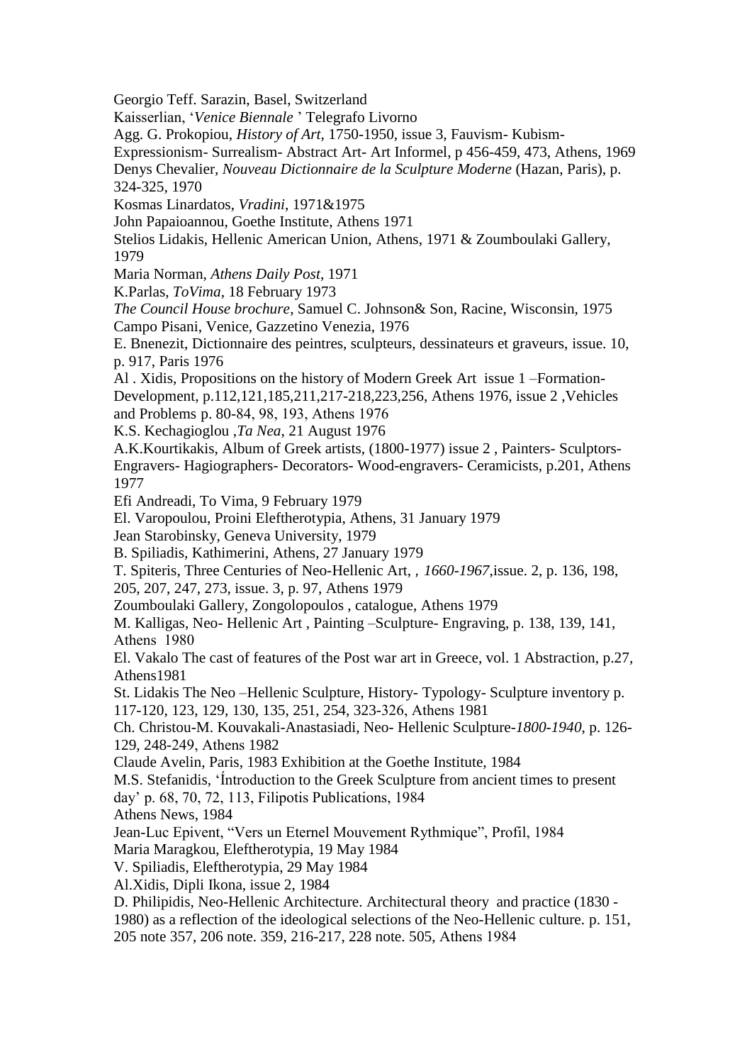Georgio Teff. Sarazin, Basel, Switzerland

Kaisserlian, '*Venice Biennale* ' Telegrafo Livorno

Agg. G. Prokopiou, *History of Art*, 1750-1950, issue 3, Fauvism- Kubism- Expressionism- Surrealism- Abstract Art- Art Informel, p 456-459, 473, Athens, 1969

Denys Chevalier, *Nouveau Dictionnaire de la Sculpture Moderne* (Hazan, Paris), p. 324-325, 1970

Kosmas Linardatos, *Vradini*, 1971&1975

John Papaioannou, Goethe Institute, Athens 1971

Stelios Lidakis, Hellenic American Union, Athens, 1971 & Zoumboulaki Gallery, 1979

Maria Norman, *Athens Daily Post*, 1971

K.Parlas, *ToVima*, 18 February 1973

*The Council House brochure*, Samuel C. Johnson& Son, Racine, Wisconsin, 1975

Campo Pisani, Venice, Gazzetino Venezia, 1976

E. Bnenezit, Dictionnaire des peintres, sculpteurs, dessinateurs et graveurs, issue. 10, p. 917, Paris 1976

Al . Xidis, Propositions on the history of Modern Greek Art issue 1 –Formation- Development, p.112,121,185,211,217-218,223,256, Athens 1976, issue 2 ,Vehicles and Problems p. 80-84, 98, 193, Athens 1976

K.S. Kechagioglou ,*Ta Nea*, 21 August 1976

A.K.Kourtikakis, Album of Greek artists, (1800-1977) issue 2 , Painters- Sculptors- Engravers- Hagiographers- Decorators- Wood-engravers- Ceramicists, p.201, Athens 1977

Efi Andreadi, To Vima, 9 February 1979

El. Varopoulou, Proini Eleftherotypia, Athens, 31 January 1979

Jean Starobinsky, Geneva University, 1979

B. Spiliadis, Kathimerini, Athens, 27 January 1979

T. Spiteris, Three Centuries of Neo-Hellenic Art, *, 1660-1967*,issue. 2, p. 136, 198, 205, 207, 247, 273, issue. 3, p. 97, Athens 1979

Zoumboulaki Gallery, Zongolopoulos , catalogue, Athens 1979

M. Kalligas, Neo- Hellenic Art , Painting –Sculpture- Engraving, p. 138, 139, 141, Athens 1980

El. Vakalo The cast of features of the Post war art in Greece, vol. 1 Abstraction, p.27, Athens1981

St. Lidakis The Neo –Hellenic Sculpture, History- Typology- Sculpture inventory p. 117-120, 123, 129, 130, 135, 251, 254, 323-326, Athens 1981

Ch. Christou-M. Kouvakali-Anastasiadi, Neo- Hellenic Sculpture-*1800-1940*, p. 126-129, 248-249, Athens 1982

Claude Avelin, Paris, 1983 Exhibition at the Goethe Institute, 1984

M.S. Stefanidis, 'Íntroduction to the Greek Sculpture from ancient times to present day' p. 68, 70, 72, 113, Filipotis Publications, 1984

Athens News, 1984

Jean-Luc Epivent, "Vers un Eternel Mouvement Rythmique", Profil, 1984

Maria Maragkou, Eleftherotypia, 19 May 1984

V. Spiliadis, Eleftherotypia, 29 May 1984

Al.Xidis, Dipli Ikona, issue 2, 1984

D. Philipidis, Neo-Hellenic Architecture. Architectural theory and practice (1830 - 1980) as a reflection of the ideological selections of the Neo-Hellenic culture. p. 151, 205 note 357, 206 note. 359, 216-217, 228 note. 505, Athens 1984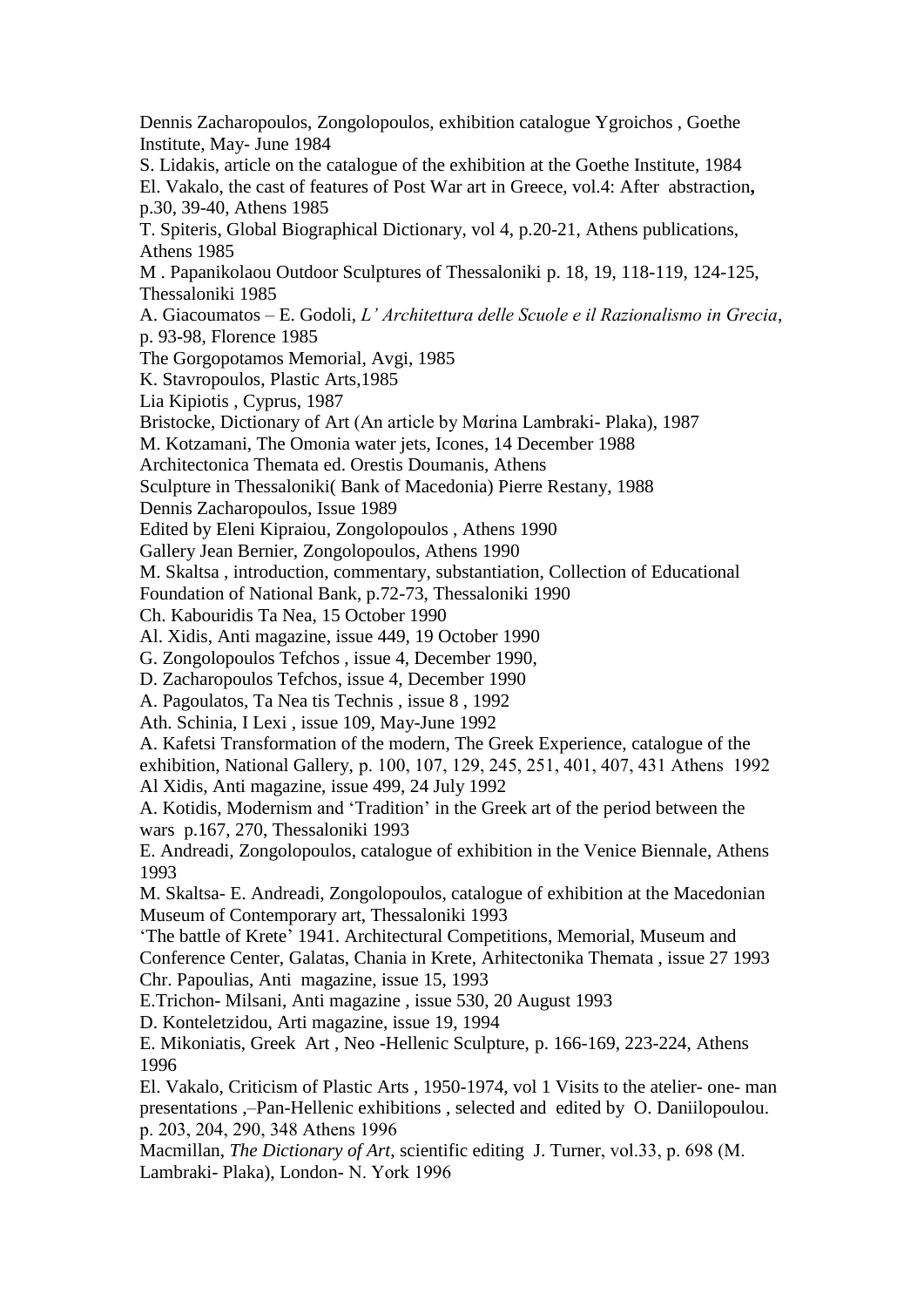Dennis Zacharopoulos, Zongolopoulos, exhibition catalogue Ygroichos , Goethe Institute, May- June 1984

S. Lidakis, article on the catalogue of the exhibition at the Goethe Institute, 1984

El. Vakalo, the cast of features of Post War art in Greece, vol.4: After abstraction**,** p.30, 39-40, Athens 1985

T. Spiteris, Global Biographical Dictionary, vol 4, p.20-21, Athens publications, Athens 1985

M . Papanikolaou Outdoor Sculptures of Thessaloniki p. 18, 19, 118-119, 124-125, Thessaloniki 1985

A. Giacoumatos – E. Godoli, *L' Architettura delle Scuole e il Razionalismo in Grecia*, p. 93-98, Florence 1985

The Gorgopotamos Memorial, Avgi, 1985

K. Stavropoulos, Plastic Arts,1985

Lia Kipiotis , Cyprus, 1987

Bristocke, Dictionary of Art (An article by Mαrina Lambraki- Plaka), 1987

M. Kotzamani, The Omonia water jets, Icones, 14 December 1988

Architectonica Themata ed. Orestis Doumanis, Athens

Sculpture in Thessaloniki( Bank of Macedonia) Pierre Restany, 1988

Dennis Zacharopoulos, Issue 1989

Edited by Eleni Kipraiou, Zongolopoulos , Athens 1990

Gallery Jean Bernier, Zongolopoulos, Athens 1990

M. Skaltsa , introduction, commentary, substantiation, Collection of Educational Foundation of National Bank, p.72-73, Thessaloniki 1990

Ch. Kabouridis Ta Nea, 15 October 1990

Al. Xidis, Anti magazine, issue 449, 19 October 1990

G. Zongolopoulos Tefchos , issue 4, December 1990,

D. Zacharopoulos Tefchos, issue 4, December 1990

A. Pagoulatos, Ta Nea tis Technis , issue 8 , 1992

Ath. Schinia, I Lexi , issue 109, May-June 1992

A. Kafetsi Transformation of the modern, The Greek Experience, catalogue of the exhibition, National Gallery, p. 100, 107, 129, 245, 251, 401, 407, 431 Athens 1992

Al Xidis, Anti magazine, issue 499, 24 July 1992

A. Kotidis, Modernism and 'Tradition' in the Greek art of the period between the wars p.167, 270, Thessaloniki 1993

E. Andreadi, Zongolopoulos, catalogue of exhibition in the Venice Biennale, Athens 1993

M. Skaltsa- E. Andreadi, Zongolopoulos, catalogue of exhibition at the Macedonian Museum of Contemporary art, Thessaloniki 1993

'The battle of Krete' 1941. Architectural Competitions, Memorial, Museum and Conference Center, Galatas, Chania in Krete, Arhitectonika Themata , issue 27 1993

Chr. Papoulias, Anti magazine, issue 15, 1993

E.Trichon- Milsani, Anti magazine , issue 530, 20 August 1993

D. Konteletzidou, Arti magazine, issue 19, 1994

E. Mikoniatis, Greek Art , Neo -Hellenic Sculpture, p. 166-169, 223-224, Athens 1996

El. Vakalo, Criticism of Plastic Arts , 1950-1974, vol 1 Visits to the atelier- one- man presentations ,–Pan-Hellenic exhibitions , selected and edited by O. Daniilopoulou. p. 203, 204, 290, 348 Athens 1996

Macmillan, *The Dictionary of Art*, scientific editing J. Turner, vol.33, p. 698 (M. Lambraki- Plaka), London- N. York 1996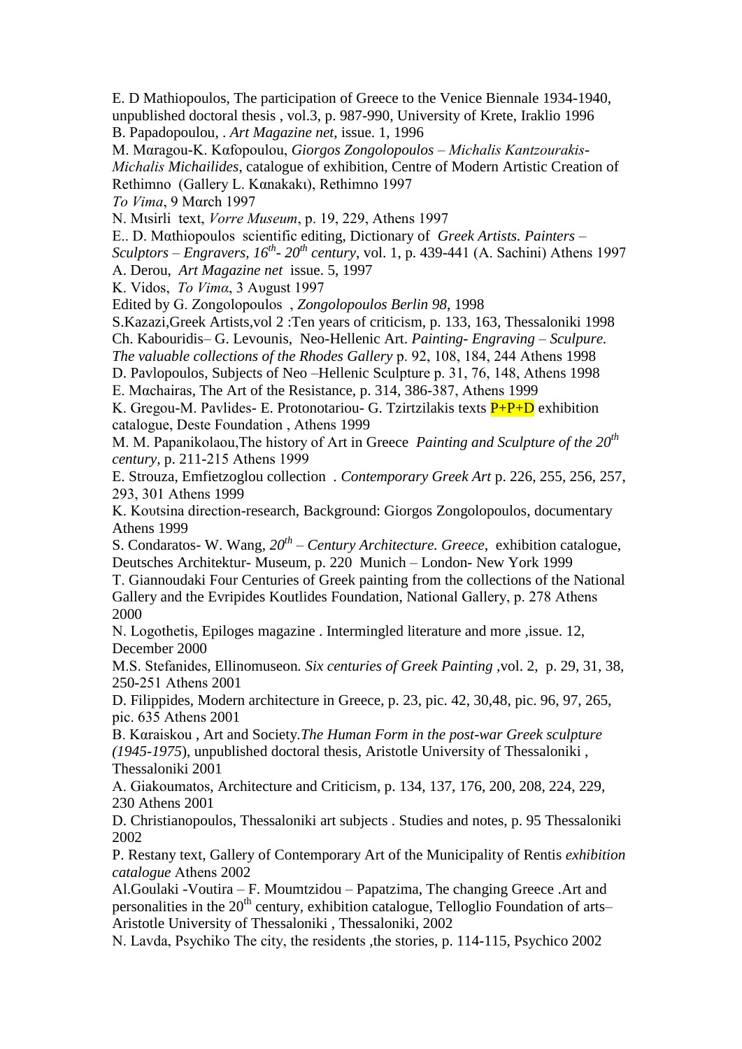E. D Mathiopoulos, The participation of Greece to the Venice Biennale 1934-1940, unpublished doctoral thesis , vol.3, p. 987-990, University of Krete, Iraklio 1996

B. Papadopoulou, . *Art Magazine net*, issue. 1, 1996

M. Mαragou-K. Kαfopoulou, *Giorgos Zongolopoulos – Michalis Kantzourakis-Michalis Michailides*, catalogue of exhibition, Centre of Modern Artistic Creation of Rethimno (Gallery L. Kαnakakι), Rethimno 1997

*To Vima*, 9 Mαrch 1997

N. Mιsirli text, *Vorre Museum*, p. 19, 229, Athens 1997

E.. D. Mαthiopoulos scientific editing, Dictionary of *Greek Artists. Painters – Sculptors – Engravers, 16th- 20th century*, vol. 1, p. 439-441 (A. Sachini) Athens 1997

A. Derou, *Art Magazine net* issue. 5, 1997

K. Vidos, *To Vimα*, 3 Aυgust 1997

Edited by G. Zongolopoulos , *Zongolopoulos Berlin 98*, 1998

S.Kazazi,Greek Artists,vol 2 :Ten years of criticism, p. 133, 163, Thessaloniki 1998

Ch. Kabouridis– G. Levounis, Neo-Hellenic Art. *Painting- Engraving – Sculpure. The valuable collections of the Rhodes Gallery* p. 92, 108, 184, 244 Athens 1998

D. Pavlopoulos, Subjects of Neo –Hellenic Sculpture p. 31, 76, 148, Athens 1998

E. Mαchairas, The Art of the Resistance, p. 314, 386-387, Athens 1999

K. Gregou-M. Pavlides- E. Protonotariou- G. Tzirtzilakis texts P+P+D exhibition catalogue, Deste Foundation , Athens 1999

M. M. Papanikolaou,The history of Art in Greece *Painting and Sculpture of the 20th century*, p. 211-215 Athens 1999

E. Strouza, Emfietzoglou collection . *Contemporary Greek Art* p. 226, 255, 256, 257, 293, 301 Athens 1999

K. Koυtsina direction-research, Background: Giorgos Zongolopoulos, documentary Athens 1999

S. Condaratos- W. Wang, *20th – Century Architecture. Greece*, exhibition catalogue, Deutsches Architektur- Museum, p. 220 Munich – London- New York 1999

T. Giannoudaki Four Centuries of Greek painting from the collections of the National Gallery and the Evripides Koutlides Foundation, National Gallery, p. 278 Athens 2000

N. Logothetis, Epiloges magazine . Intermingled literature and more ,issue. 12, December 2000

M.S. Stefanides, Ellinomuseon*. Six centuries of Greek Painting* ,vol. 2, p. 29, 31, 38, 250-251 Athens 2001

D. Filippides, Modern architecture in Greece, p. 23, pic. 42, 30,48, pic. 96, 97, 265, pic. 635 Athens 2001

B. Kαraiskou , Art and Society.*The Human Form in the post-war Greek sculpture (1945-1975*), unpublished doctoral thesis, Aristotle University of Thessaloniki , Thessaloniki 2001

A. Giakoumatos, Architecture and Criticism, p. 134, 137, 176, 200, 208, 224, 229, 230 Athens 2001

D. Christianopoulos, Thessaloniki art subjects . Studies and notes, p. 95 Thessaloniki 2002

P. Restany text, Gallery of Contemporary Art of the Municipality of Rentis *exhibition catalogue* Athens 2002

Al.Goulaki -Voutira – F. Moumtzidou – Papatzima, The changing Greece .Art and personalities in the 20th century, exhibition catalogue, Telloglio Foundation of arts– Aristotle University of Thessaloniki , Thessaloniki, 2002

N. Lavda, Psychiko The city, the residents ,the stories, p. 114-115, Psychico 2002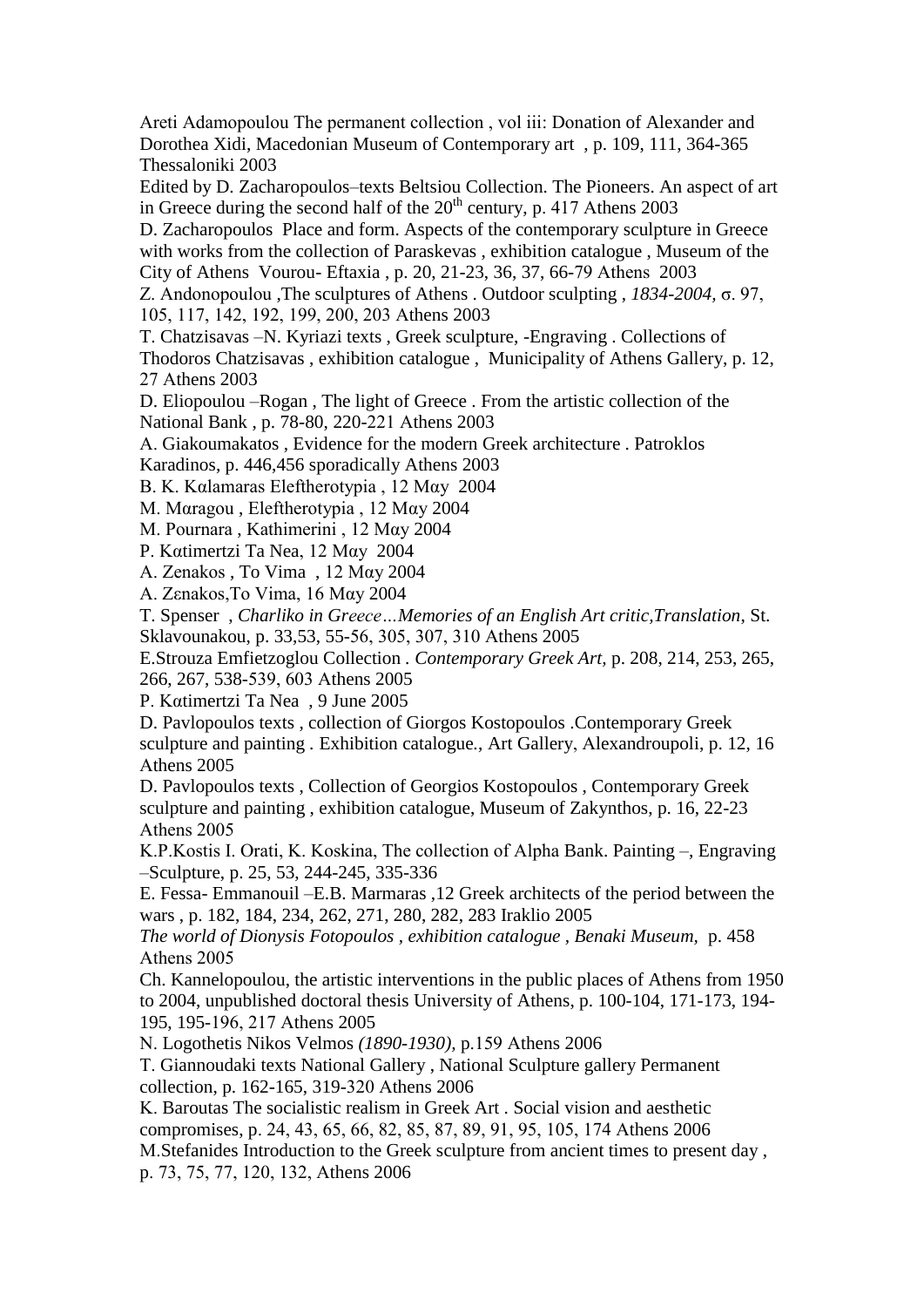Areti Adamopoulou The permanent collection , vol iii: Donation of Alexander and Dorothea Xidi, Macedonian Museum of Contemporary art , p. 109, 111, 364-365 Thessaloniki 2003

Edited by D. Zacharopoulos–texts Beltsiou Collection. The Pioneers. An aspect of art in Greece during the second half of the 20th century, p. 417 Athens 2003

D. Zacharopoulos Place and form. Aspects of the contemporary sculpture in Greece with works from the collection of Paraskevas , exhibition catalogue , Museum of the City of Athens Vourou- Eftaxia , p. 20, 21-23, 36, 37, 66-79 Athens 2003

Z. Andonopoulou ,The sculptures of Athens . Outdoor sculpting , *1834-2004,* σ. 97, 105, 117, 142, 192, 199, 200, 203 Athens 2003

T. Chatzisavas –N. Kyriazi texts , Greek sculpture, -Engraving . Collections of Thodoros Chatzisavas , exhibition catalogue , Municipality of Athens Gallery, p. 12, 27 Athens 2003

D. Eliopoulou –Rogan , The light of Greece . From the artistic collection of the National Bank , p. 78-80, 220-221 Athens 2003

A. Giakoumakatos , Evidence for the modern Greek architecture . Patroklos Karadinos, p. 446,456 sporadically Athens 2003

B. K. Kαlamaras Eleftherotypia , 12 Mαy 2004

M. Mαragou , Eleftherotypia , 12 Mαy 2004

M. Pournara , Kathimerini , 12 Mαy 2004

P. Kαtimertzi Ta Nea, 12 Mαy 2004

A. Zenakos , To Vima , 12 Mαy 2004

A. Zεnakos,To Vima, 16 Mαy 2004

T. Spenser , *Charliko in Greece…Memories of an English Art critic,Translation*, St. Sklavounakou, p. 33,53, 55-56, 305, 307, 310 Athens 2005

E.Strouza Emfietzoglou Collection . *Contemporary Greek Art,* p. 208, 214, 253, 265, 266, 267, 538-539, 603 Athens 2005

P. Kαtimertzi Ta Nea , 9 June 2005

D. Pavlopoulos texts , collection of Giorgos Kostopoulos .Contemporary Greek sculpture and painting . Exhibition catalogue., Art Gallery, Alexandroupoli, p. 12, 16 Athens 2005

D. Pavlopoulos texts , Collection of Georgios Kostopoulos , Contemporary Greek sculpture and painting , exhibition catalogue, Museum of Zakynthos, p. 16, 22-23 Athens 2005

K.P.Kostis I. Orati, K. Koskina, The collection of Alpha Bank. Painting –, Engraving –Sculpture, p. 25, 53, 244-245, 335-336

E. Fessa- Emmanouil –E.B. Marmaras ,12 Greek architects of the period between the wars , p. 182, 184, 234, 262, 271, 280, 282, 283 Iraklio 2005

*The world of Dionysis Fotopoulos , exhibition catalogue , Benaki Museum,* p. 458 Athens 2005

Ch. Kannelopoulou, the artistic interventions in the public places of Athens from 1950 to 2004, unpublished doctoral thesis University of Athens, p. 100-104, 171-173, 194-195, 195-196, 217 Athens 2005

N. Logothetis Nikos Velmos *(1890-1930)*, p.159 Athens 2006

T. Giannoudaki texts National Gallery , National Sculpture gallery Permanent collection, p. 162-165, 319-320 Athens 2006

K. Baroutas The socialistic realism in Greek Art . Social vision and aesthetic compromises, p. 24, 43, 65, 66, 82, 85, 87, 89, 91, 95, 105, 174 Athens 2006

M.Stefanides Introduction to the Greek sculpture from ancient times to present day , p. 73, 75, 77, 120, 132, Athens 2006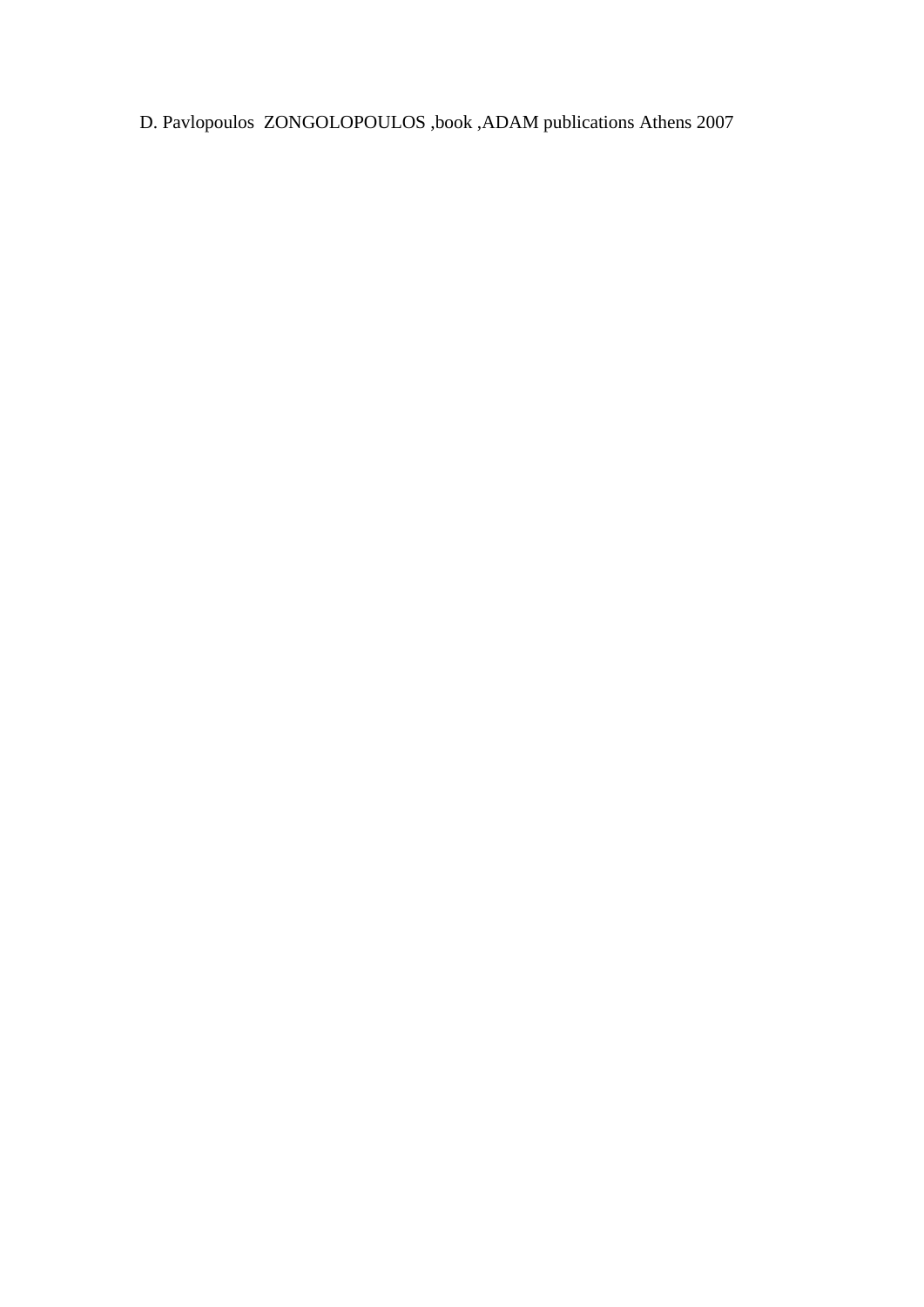D. Pavlopoulos ZONGOLOPOULOS ,book ,ADAM publications Athens 2007